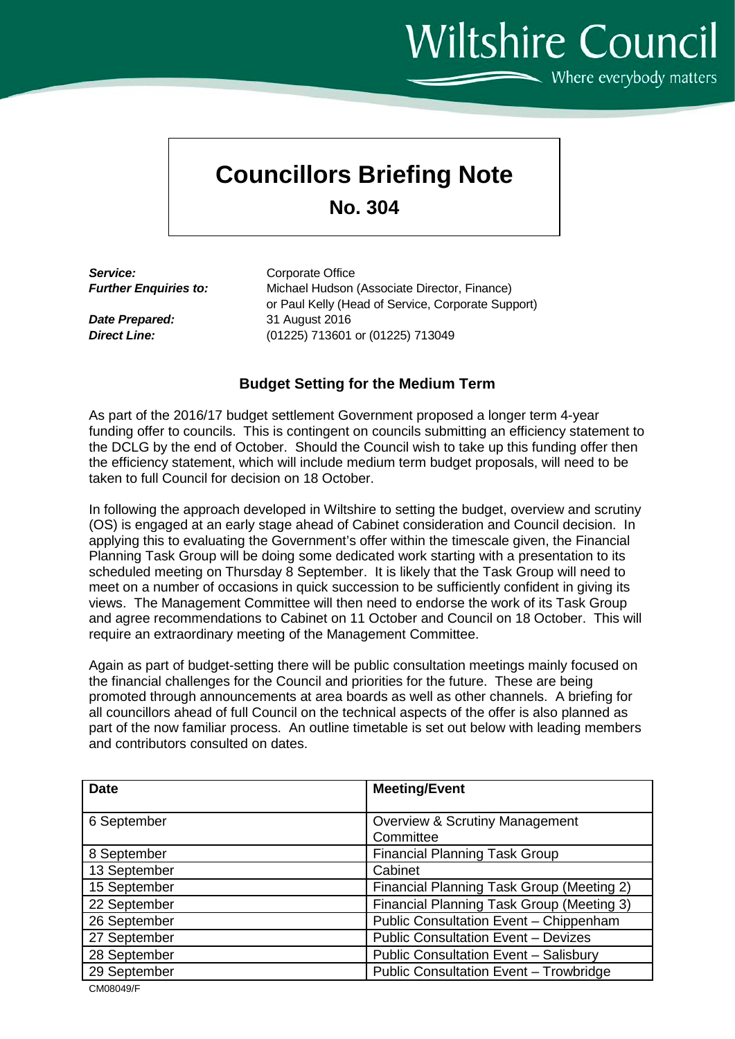Wiltshire Council

Where everybody matters

# Councillors Briefing Note

## No. 304

***Service:*** Corporate Office
***Further Enquiries to:*** Michael Hudson (Associate Director, Finance) or Paul Kelly (Head of Service, Corporate Support)
***Date Prepared:*** 31 August 2016
***Direct Line:*** (01225) 713601 or (01225) 713049

### Budget Setting for the Medium Term

As part of the 2016/17 budget settlement Government proposed a longer term 4-year funding offer to councils. This is contingent on councils submitting an efficiency statement to the DCLG by the end of October. Should the Council wish to take up this funding offer then the efficiency statement, which will include medium term budget proposals, will need to be taken to full Council for decision on 18 October.

In following the approach developed in Wiltshire to setting the budget, overview and scrutiny (OS) is engaged at an early stage ahead of Cabinet consideration and Council decision. In applying this to evaluating the Government's offer within the timescale given, the Financial Planning Task Group will be doing some dedicated work starting with a presentation to its scheduled meeting on Thursday 8 September. It is likely that the Task Group will need to meet on a number of occasions in quick succession to be sufficiently confident in giving its views. The Management Committee will then need to endorse the work of its Task Group and agree recommendations to Cabinet on 11 October and Council on 18 October. This will require an extraordinary meeting of the Management Committee.

Again as part of budget-setting there will be public consultation meetings mainly focused on the financial challenges for the Council and priorities for the future. These are being promoted through announcements at area boards as well as other channels. A briefing for all councillors ahead of full Council on the technical aspects of the offer is also planned as part of the now familiar process. An outline timetable is set out below with leading members and contributors consulted on dates.

| Date | Meeting/Event |
|---|---|
| 6 September | Overview & Scrutiny Management Committee |
| 8 September | Financial Planning Task Group |
| 13 September | Cabinet |
| 15 September | Financial Planning Task Group (Meeting 2) |
| 22 September | Financial Planning Task Group (Meeting 3) |
| 26 September | Public Consultation Event – Chippenham |
| 27 September | Public Consultation Event – Devizes |
| 28 September | Public Consultation Event – Salisbury |
| 29 September | Public Consultation Event – Trowbridge |

CM08049/F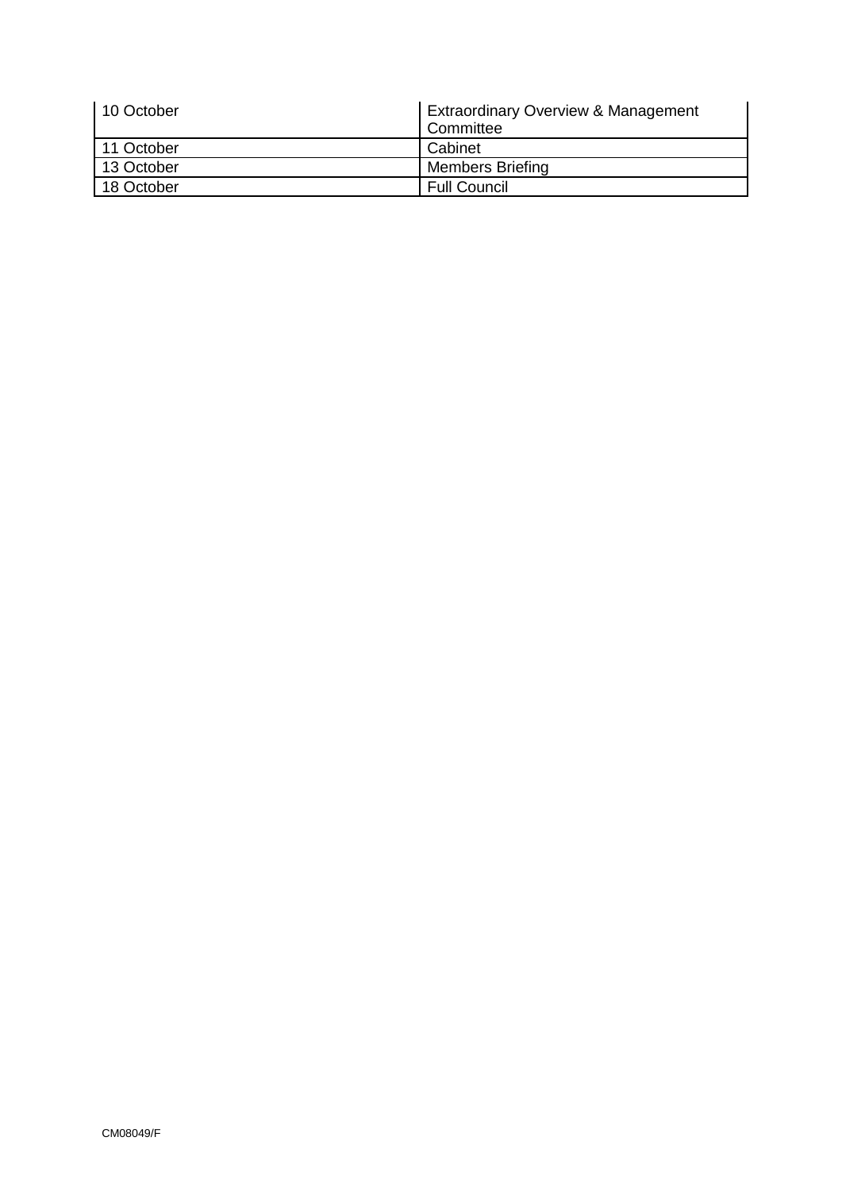| | |
|---|---|
| 10 October | Extraordinary Overview & Management Committee |
| 11 October | Cabinet |
| 13 October | Members Briefing |
| 18 October | Full Council |

CM08049/F